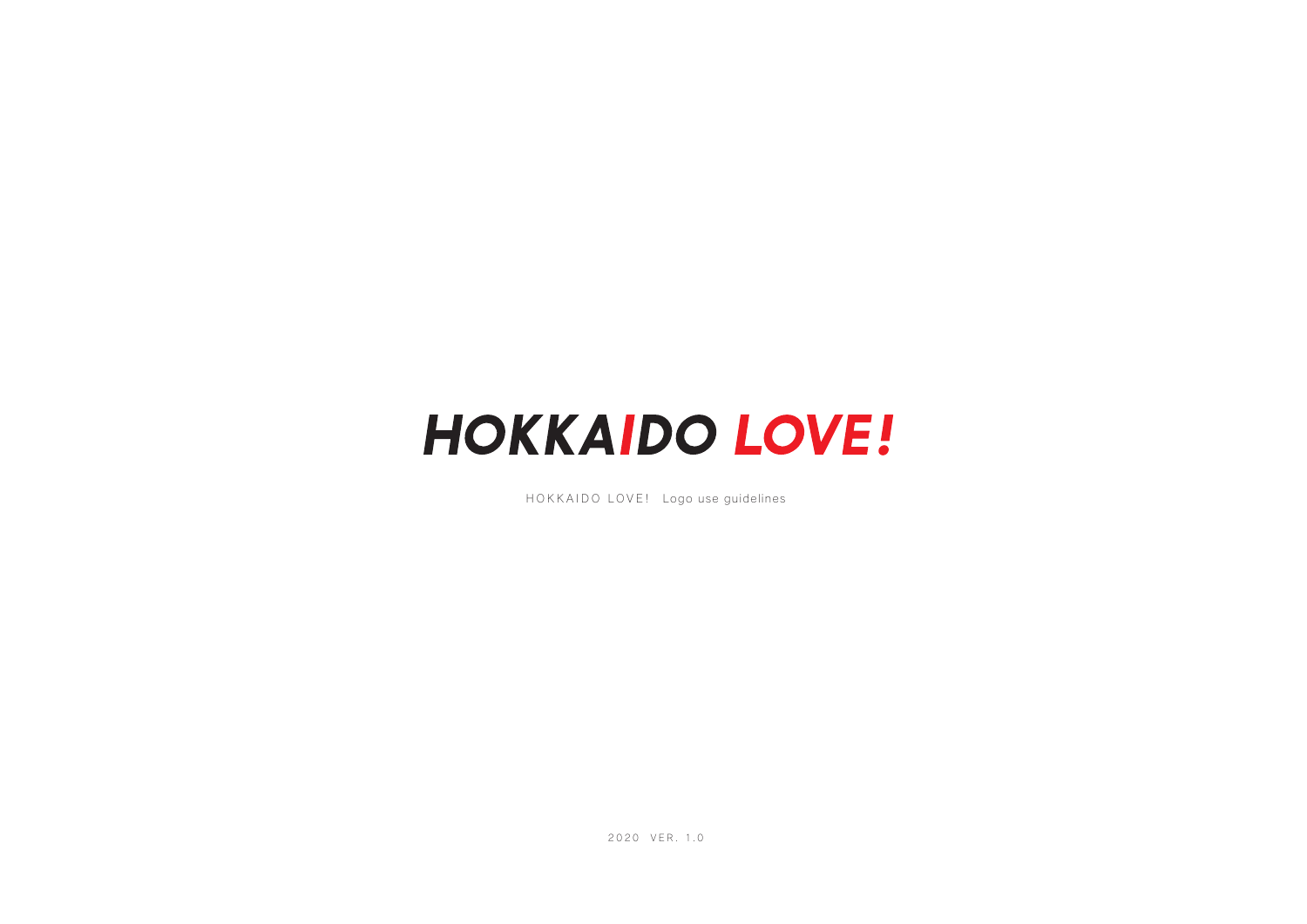# HOKKAIDO LOVE!

HOKKAIDO LOVE!　Logo use guidelines

2020　VER. 1.0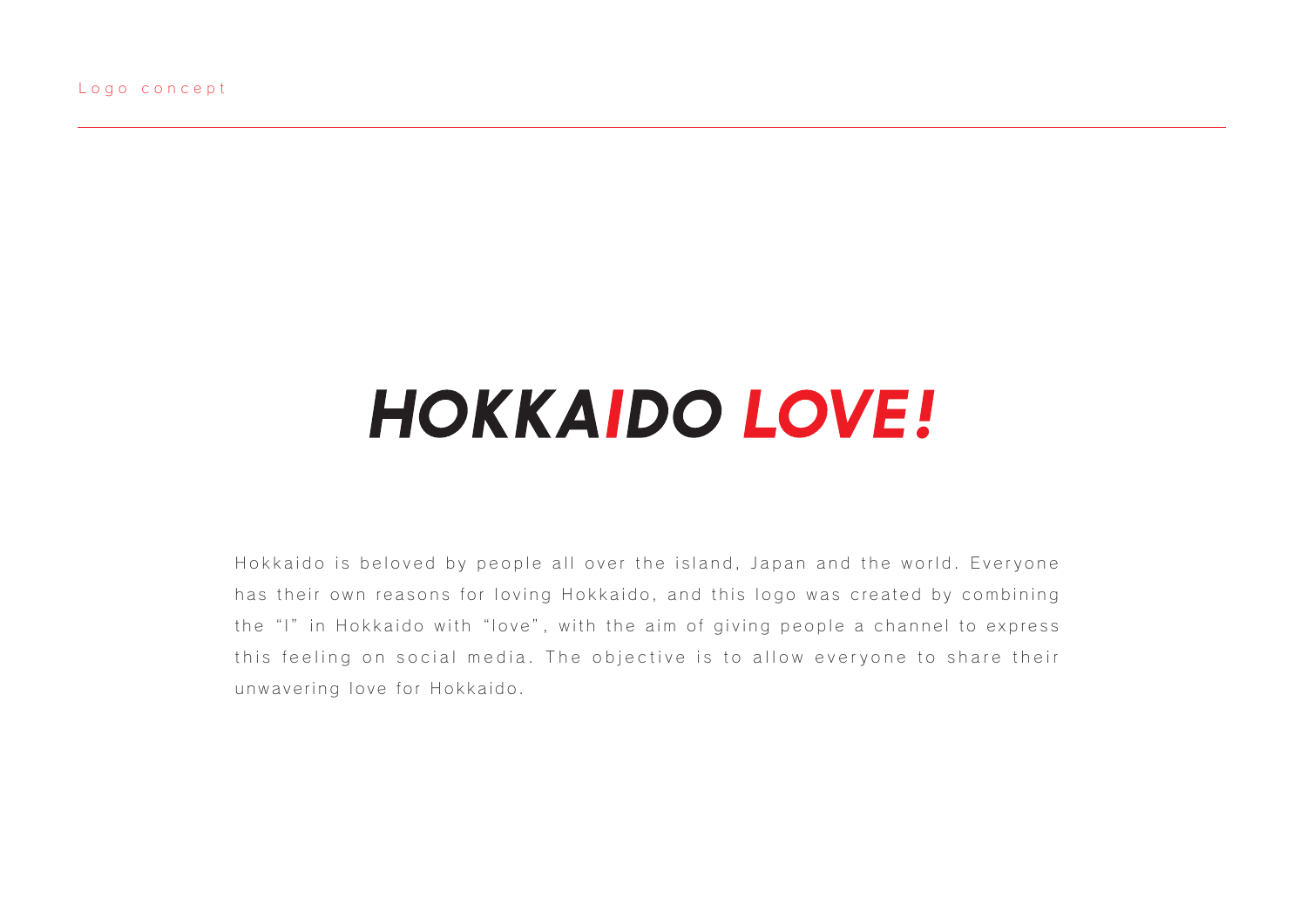Logo concept

# *HOKKAIDO LOVE!*

Hokkaido is beloved by people all over the island, Japan and the world. Everyone has their own reasons for loving Hokkaido, and this logo was created by combining the "I" in Hokkaido with "love", with the aim of giving people a channel to express this feeling on social media. The objective is to allow everyone to share their unwavering love for Hokkaido.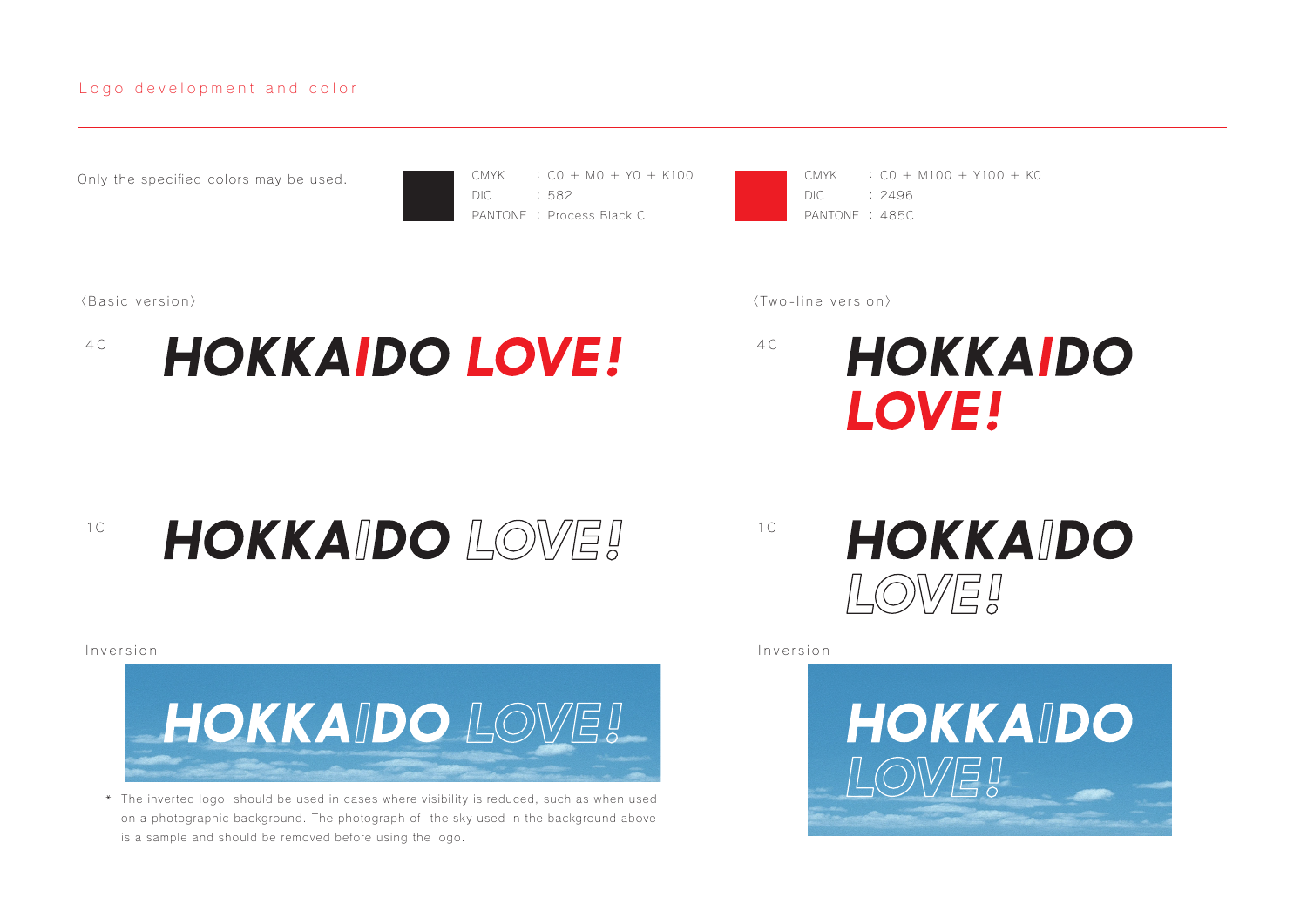## Logo development and color

Only the specified colors may be used.

| | |
|---|---|
| CMYK | : C0 + M0 + Y0 + K100 |
| DIC | : 582 |
| PANTONE | : Process Black C |

| | |
|---|---|
| CMYK | : C0 + M100 + Y100 + K0 |
| DIC | : 2496 |
| PANTONE | : 485C |

〈Basic version〉

4C

HOKKAIDO LOVE!

1C

HOKKAIDO LOVE!

Inversion

HOKKAIDO LOVE!

* The inverted logo should be used in cases where visibility is reduced, such as when used on a photographic background. The photograph of the sky used in the background above is a sample and should be removed before using the logo.

〈Two-line version〉

4C

HOKKAIDO
LOVE!

1C

HOKKAIDO
LOVE!

Inversion

HOKKAIDO
LOVE!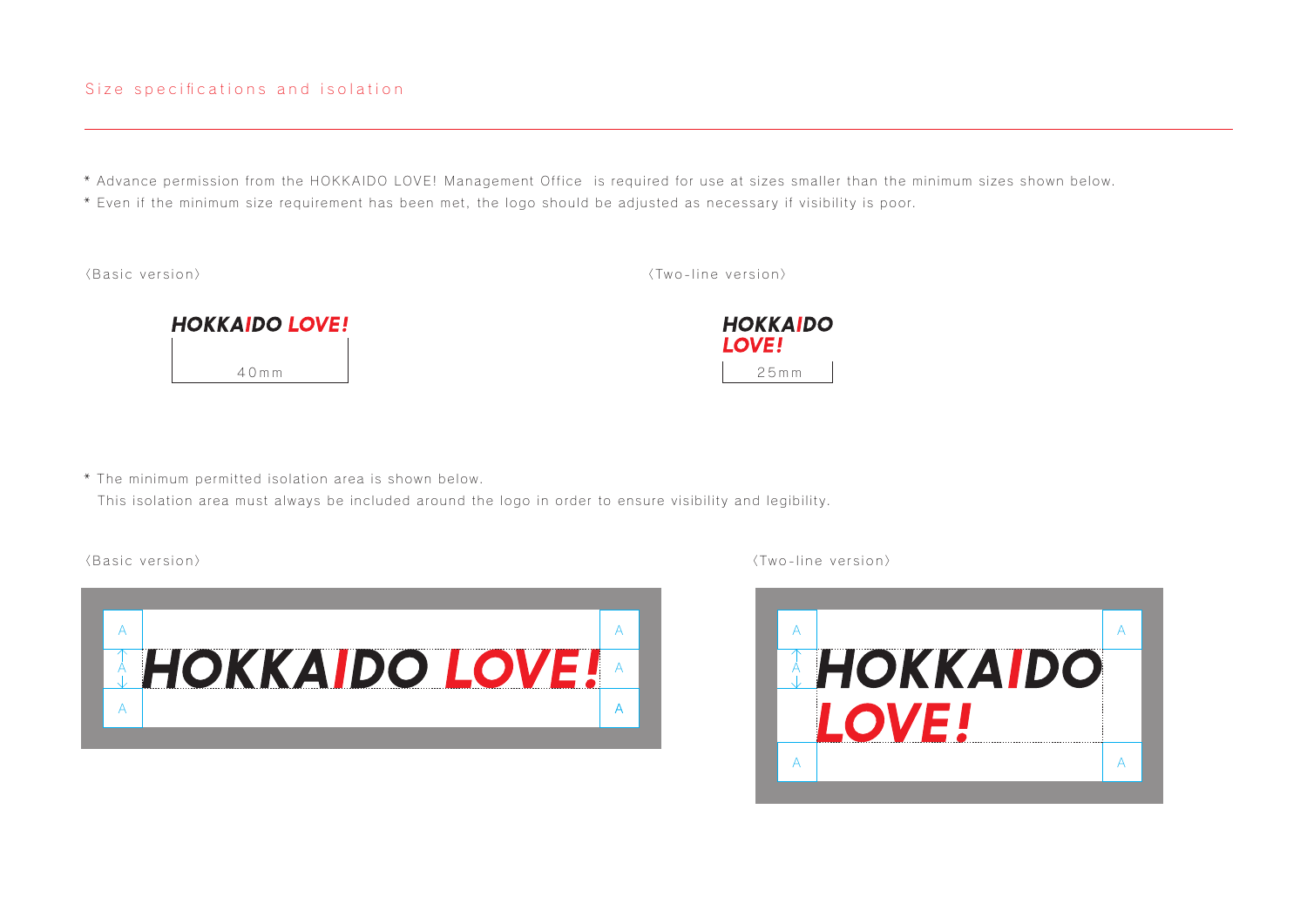## Size specifications and isolation

* Advance permission from the HOKKAIDO LOVE! Management Office is required for use at sizes smaller than the minimum sizes shown below.
* Even if the minimum size requirement has been met, the logo should be adjusted as necessary if visibility is poor.

〈Basic version〉

HOKKAIDO LOVE!

40mm

〈Two-line version〉

HOKKAIDO
LOVE!

25mm

* The minimum permitted isolation area is shown below.
  This isolation area must always be included around the logo in order to ensure visibility and legibility.

〈Basic version〉

〈Two-line version〉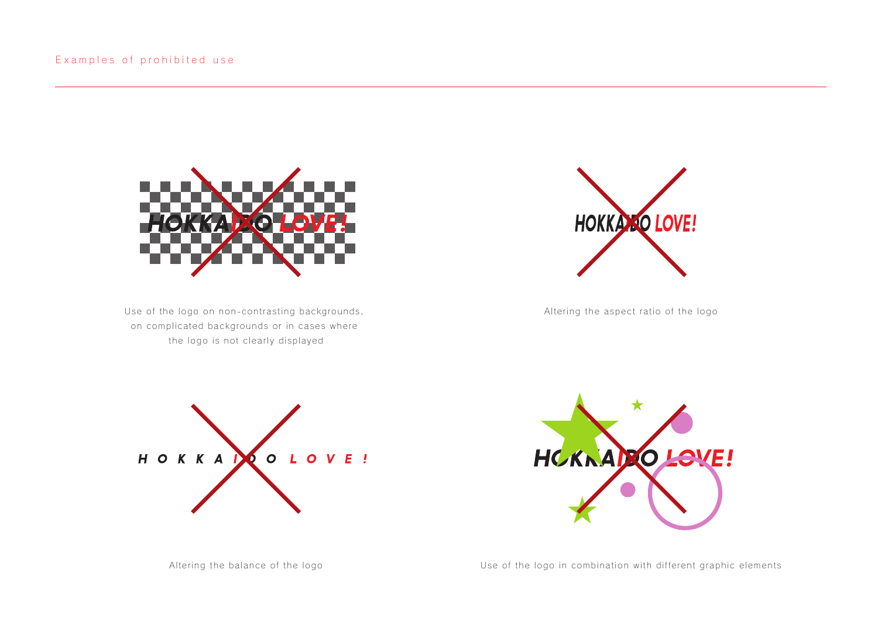## Examples of prohibited use

Use of the logo on non-contrasting backgrounds, on complicated backgrounds or in cases where the logo is not clearly displayed

Altering the aspect ratio of the logo

Altering the balance of the logo

Use of the logo in combination with different graphic elements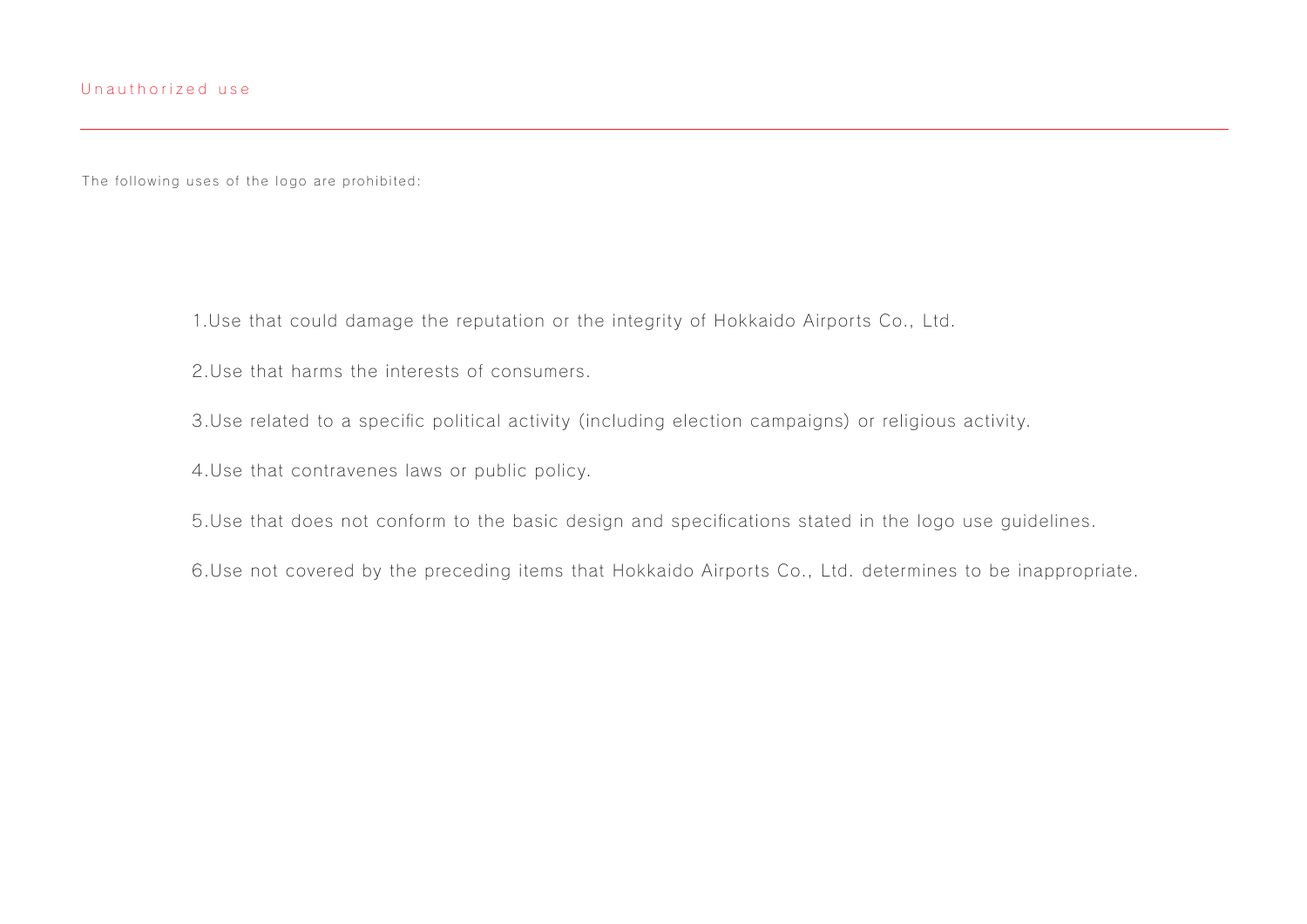## Unauthorized use

The following uses of the logo are prohibited:

1.Use that could damage the reputation or the integrity of Hokkaido Airports Co., Ltd.

2.Use that harms the interests of consumers.

3.Use related to a specific political activity (including election campaigns) or religious activity.

4.Use that contravenes laws or public policy.

5.Use that does not conform to the basic design and specifications stated in the logo use guidelines.

6.Use not covered by the preceding items that Hokkaido Airports Co., Ltd. determines to be inappropriate.